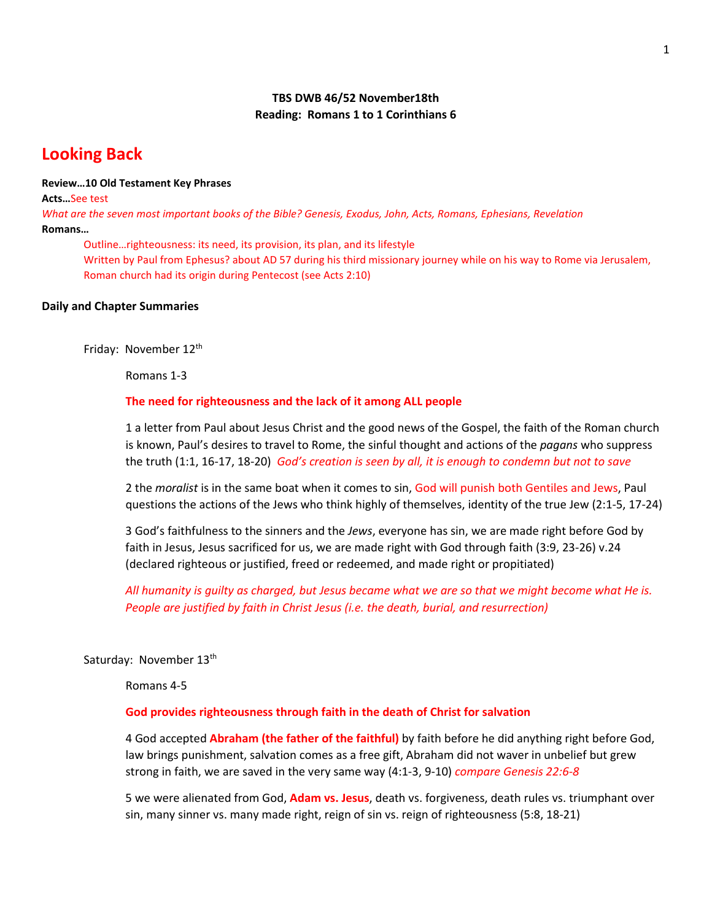**TBS DWB 46/52 November18th**
**Reading: Romans 1 to 1 Corinthians 6**

# Looking Back

**Review…10 Old Testament Key Phrases**

**Acts…**See test

*What are the seven most important books of the Bible? Genesis, Exodus, John, Acts, Romans, Ephesians, Revelation*

**Romans…**

Outline…righteousness: its need, its provision, its plan, and its lifestyle

Written by Paul from Ephesus? about AD 57 during his third missionary journey while on his way to Rome via Jerusalem, Roman church had its origin during Pentecost (see Acts 2:10)

**Daily and Chapter Summaries**

Friday: November 12th

Romans 1-3

**The need for righteousness and the lack of it among ALL people**

1 a letter from Paul about Jesus Christ and the good news of the Gospel, the faith of the Roman church is known, Paul's desires to travel to Rome, the sinful thought and actions of the *pagans* who suppress the truth (1:1, 16-17, 18-20) *God's creation is seen by all, it is enough to condemn but not to save*

2 the *moralist* is in the same boat when it comes to sin, God will punish both Gentiles and Jews, Paul questions the actions of the Jews who think highly of themselves, identity of the true Jew (2:1-5, 17-24)

3 God's faithfulness to the sinners and the *Jews*, everyone has sin, we are made right before God by faith in Jesus, Jesus sacrificed for us, we are made right with God through faith (3:9, 23-26) v.24 (declared righteous or justified, freed or redeemed, and made right or propitiated)

*All humanity is guilty as charged, but Jesus became what we are so that we might become what He is. People are justified by faith in Christ Jesus (i.e. the death, burial, and resurrection)*

Saturday: November 13th

Romans 4-5

**God provides righteousness through faith in the death of Christ for salvation**

4 God accepted **Abraham (the father of the faithful)** by faith before he did anything right before God, law brings punishment, salvation comes as a free gift, Abraham did not waver in unbelief but grew strong in faith, we are saved in the very same way (4:1-3, 9-10) *compare Genesis 22:6-8*

5 we were alienated from God, **Adam vs. Jesus**, death vs. forgiveness, death rules vs. triumphant over sin, many sinner vs. many made right, reign of sin vs. reign of righteousness (5:8, 18-21)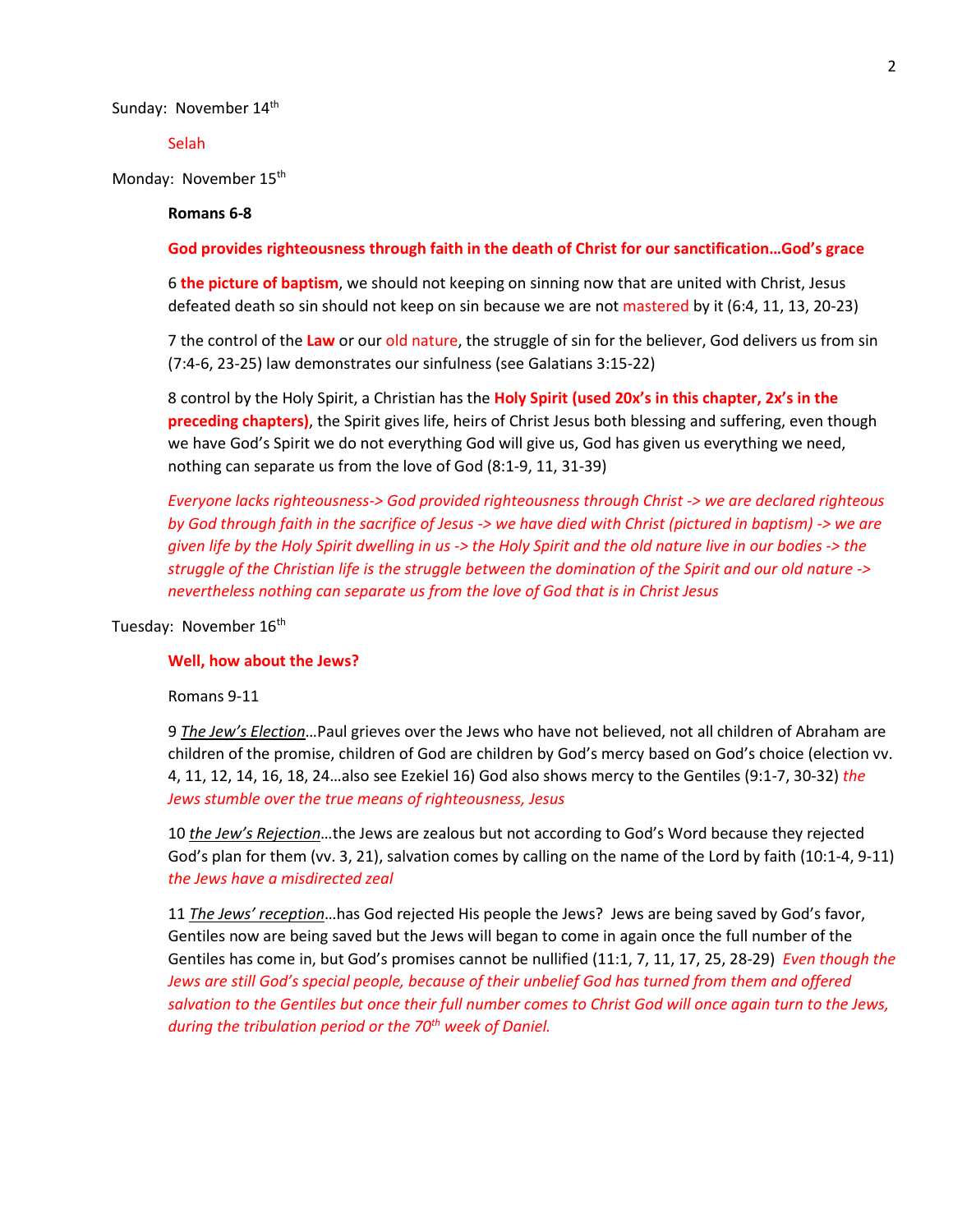Sunday: November 14th

Selah

Monday: November 15th

**Romans 6-8**

**God provides righteousness through faith in the death of Christ for our sanctification…God's grace**

6 **the picture of baptism**, we should not keeping on sinning now that are united with Christ, Jesus defeated death so sin should not keep on sin because we are not mastered by it (6:4, 11, 13, 20-23)

7 the control of the **Law** or our old nature, the struggle of sin for the believer, God delivers us from sin (7:4-6, 23-25) law demonstrates our sinfulness (see Galatians 3:15-22)

8 control by the Holy Spirit, a Christian has the **Holy Spirit (used 20x's in this chapter, 2x's in the preceding chapters)**, the Spirit gives life, heirs of Christ Jesus both blessing and suffering, even though we have God's Spirit we do not everything God will give us, God has given us everything we need, nothing can separate us from the love of God (8:1-9, 11, 31-39)

*Everyone lacks righteousness-> God provided righteousness through Christ -> we are declared righteous by God through faith in the sacrifice of Jesus -> we have died with Christ (pictured in baptism) -> we are given life by the Holy Spirit dwelling in us -> the Holy Spirit and the old nature live in our bodies -> the struggle of the Christian life is the struggle between the domination of the Spirit and our old nature -> nevertheless nothing can separate us from the love of God that is in Christ Jesus*

Tuesday: November 16th

**Well, how about the Jews?**

Romans 9-11

9 *The Jew's Election*…Paul grieves over the Jews who have not believed, not all children of Abraham are children of the promise, children of God are children by God's mercy based on God's choice (election vv. 4, 11, 12, 14, 16, 18, 24…also see Ezekiel 16) God also shows mercy to the Gentiles (9:1-7, 30-32) *the Jews stumble over the true means of righteousness, Jesus*

10 *the Jew's Rejection*…the Jews are zealous but not according to God's Word because they rejected God's plan for them (vv. 3, 21), salvation comes by calling on the name of the Lord by faith (10:1-4, 9-11) *the Jews have a misdirected zeal*

11 *The Jews' reception*…has God rejected His people the Jews? Jews are being saved by God's favor, Gentiles now are being saved but the Jews will began to come in again once the full number of the Gentiles has come in, but God's promises cannot be nullified (11:1, 7, 11, 17, 25, 28-29) *Even though the Jews are still God's special people, because of their unbelief God has turned from them and offered salvation to the Gentiles but once their full number comes to Christ God will once again turn to the Jews, during the tribulation period or the 70th week of Daniel.*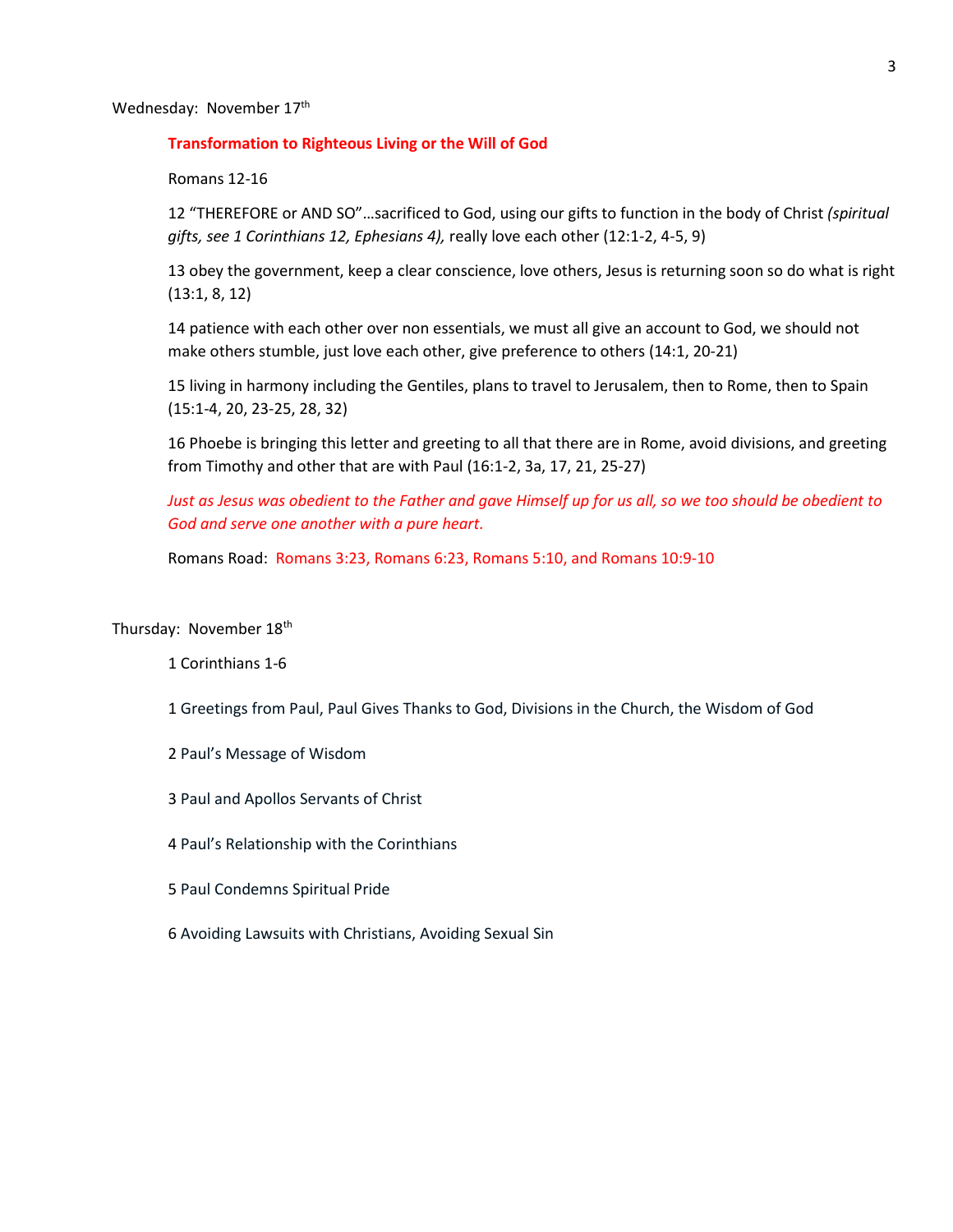Wednesday: November 17th

**Transformation to Righteous Living or the Will of God**

Romans 12-16

12 "THEREFORE or AND SO"…sacrificed to God, using our gifts to function in the body of Christ *(spiritual gifts, see 1 Corinthians 12, Ephesians 4),* really love each other (12:1-2, 4-5, 9)

13 obey the government, keep a clear conscience, love others, Jesus is returning soon so do what is right (13:1, 8, 12)

14 patience with each other over non essentials, we must all give an account to God, we should not make others stumble, just love each other, give preference to others (14:1, 20-21)

15 living in harmony including the Gentiles, plans to travel to Jerusalem, then to Rome, then to Spain (15:1-4, 20, 23-25, 28, 32)

16 Phoebe is bringing this letter and greeting to all that there are in Rome, avoid divisions, and greeting from Timothy and other that are with Paul (16:1-2, 3a, 17, 21, 25-27)

*Just as Jesus was obedient to the Father and gave Himself up for us all, so we too should be obedient to God and serve one another with a pure heart.*

Romans Road: Romans 3:23, Romans 6:23, Romans 5:10, and Romans 10:9-10

Thursday: November 18th

1 Corinthians 1-6

1 Greetings from Paul, Paul Gives Thanks to God, Divisions in the Church, the Wisdom of God

2 Paul's Message of Wisdom

3 Paul and Apollos Servants of Christ

4 Paul's Relationship with the Corinthians

5 Paul Condemns Spiritual Pride

6 Avoiding Lawsuits with Christians, Avoiding Sexual Sin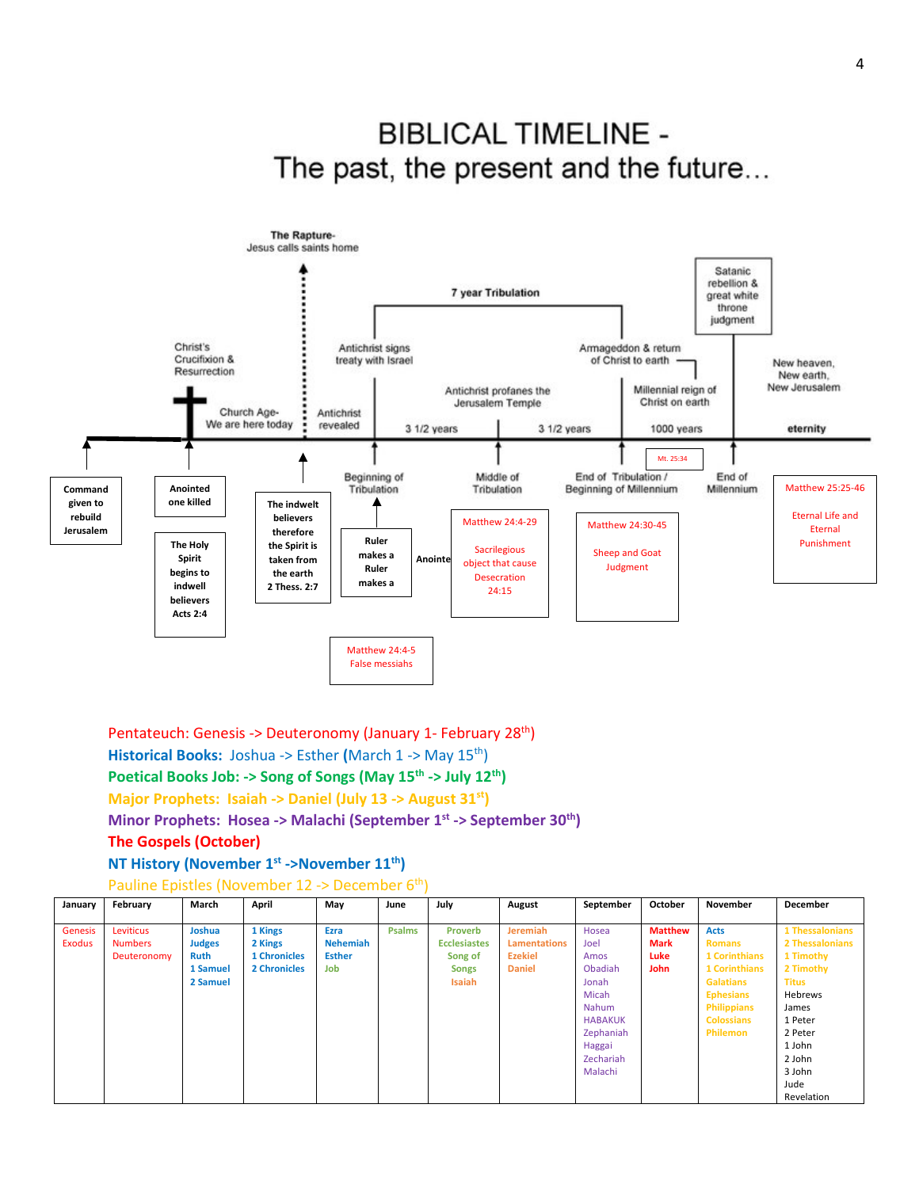# BIBLICAL TIMELINE -
## The past, the present and the future…

The Rapture- Jesus calls saints home

7 year Tribulation

Satanic rebellion & great white throne judgment

Christ's Crucifixion & Resurrection

Antichrist signs treaty with Israel

Armageddon & return of Christ to earth

New heaven, New earth, New Jerusalem

Antichrist profanes the Jerusalem Temple

Millennial reign of Christ on earth

Church Age- We are here today

Antichrist revealed

3 1/2 years — 3 1/2 years — 1000 years — eternity

Mt. 25:34

Command given to rebuild Jerusalem

Anointed one killed

The Holy Spirit begins to indwell believers Acts 2:4

The indwelt believers therefore the Spirit is taken from the earth 2 Thess. 2:7

Beginning of Tribulation

Ruler makes a Ruler makes a

Anointe

Middle of Tribulation

Matthew 24:4-29

Sacrilegious object that cause Desecration 24:15

End of Tribulation / Beginning of Millennium

Matthew 24:30-45

Sheep and Goat Judgment

End of Millennium

Matthew 25:25-46

Eternal Life and Eternal Punishment

Matthew 24:4-5 False messiahs

Pentateuch: Genesis -> Deuteronomy (January 1- February 28th)

**Historical Books:** Joshua -> Esther (March 1 -> May 15th)

**Poetical Books Job: -> Song of Songs (May 15th -> July 12th)**

**Major Prophets: Isaiah -> Daniel (July 13 -> August 31st)**

**Minor Prophets: Hosea -> Malachi (September 1st -> September 30th)**

**The Gospels (October)**

**NT History (November 1st ->November 11th)**

Pauline Epistles (November 12 -> December 6th)

| January | February | March | April | May | June | July | August | September | October | November | December |
|---|---|---|---|---|---|---|---|---|---|---|---|
| Genesis<br>Exodus | Leviticus<br>Numbers<br>Deuteronomy | **Joshua**<br>**Judges**<br>**Ruth**<br>**1 Samuel**<br>**2 Samuel** | **1 Kings**<br>**2 Kings**<br>**1 Chronicles**<br>**2 Chronicles** | **Ezra**<br>**Nehemiah**<br>**Esther**<br>**Job** | **Psalms** | **Proverb**<br>**Ecclesiastes**<br>**Song of Songs**<br>**Isaiah** | **Jeremiah**<br>**Lamentations**<br>**Ezekiel**<br>**Daniel** | Hosea<br>Joel<br>Amos<br>Obadiah<br>Jonah<br>Micah<br>Nahum<br>HABAKUK<br>Zephaniah<br>Haggai<br>Zechariah<br>Malachi | **Matthew**<br>**Mark**<br>**Luke**<br>**John** | **Acts**<br>**Romans**<br>**1 Corinthians**<br>**1 Corinthians**<br>**Galatians**<br>**Ephesians**<br>**Philippians**<br>**Colossians**<br>**Philemon** | **1 Thessalonians**<br>**2 Thessalonians**<br>**1 Timothy**<br>**2 Timothy**<br>**Titus**<br>Hebrews<br>James<br>1 Peter<br>2 Peter<br>1 John<br>2 John<br>3 John<br>Jude<br>Revelation |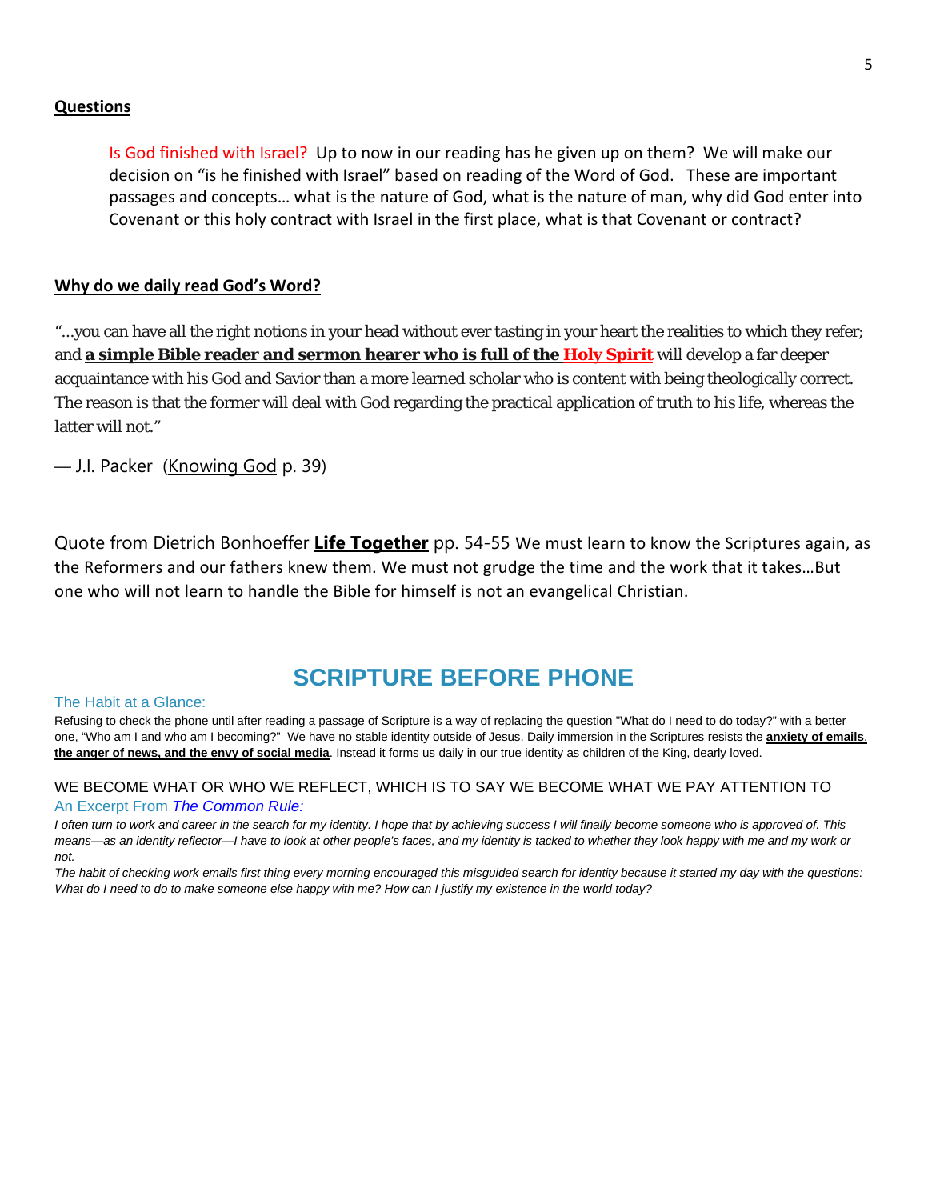**Questions**

Is God finished with Israel? Up to now in our reading has he given up on them? We will make our decision on "is he finished with Israel" based on reading of the Word of God. These are important passages and concepts… what is the nature of God, what is the nature of man, why did God enter into Covenant or this holy contract with Israel in the first place, what is that Covenant or contract?

**Why do we daily read God's Word?**

"…you can have all the right notions in your head without ever tasting in your heart the realities to which they refer; and **a simple Bible reader and sermon hearer who is full of the Holy Spirit** will develop a far deeper acquaintance with his God and Savior than a more learned scholar who is content with being theologically correct. The reason is that the former will deal with God regarding the practical application of truth to his life, whereas the latter will not."

— J.I. Packer (Knowing God p. 39)

Quote from Dietrich Bonhoeffer **Life Together** pp. 54-55 We must learn to know the Scriptures again, as the Reformers and our fathers knew them. We must not grudge the time and the work that it takes…But one who will not learn to handle the Bible for himself is not an evangelical Christian.

## SCRIPTURE BEFORE PHONE

The Habit at a Glance:

Refusing to check the phone until after reading a passage of Scripture is a way of replacing the question "What do I need to do today?" with a better one, "Who am I and who am I becoming?" We have no stable identity outside of Jesus. Daily immersion in the Scriptures resists the **anxiety of emails, the anger of news, and the envy of social media**. Instead it forms us daily in our true identity as children of the King, dearly loved.

WE BECOME WHAT OR WHO WE REFLECT, WHICH IS TO SAY WE BECOME WHAT WE PAY ATTENTION TO

An Excerpt From *The Common Rule:*

*I often turn to work and career in the search for my identity. I hope that by achieving success I will finally become someone who is approved of. This means—as an identity reflector—I have to look at other people's faces, and my identity is tacked to whether they look happy with me and my work or not.*

*The habit of checking work emails first thing every morning encouraged this misguided search for identity because it started my day with the questions: What do I need to do to make someone else happy with me? How can I justify my existence in the world today?*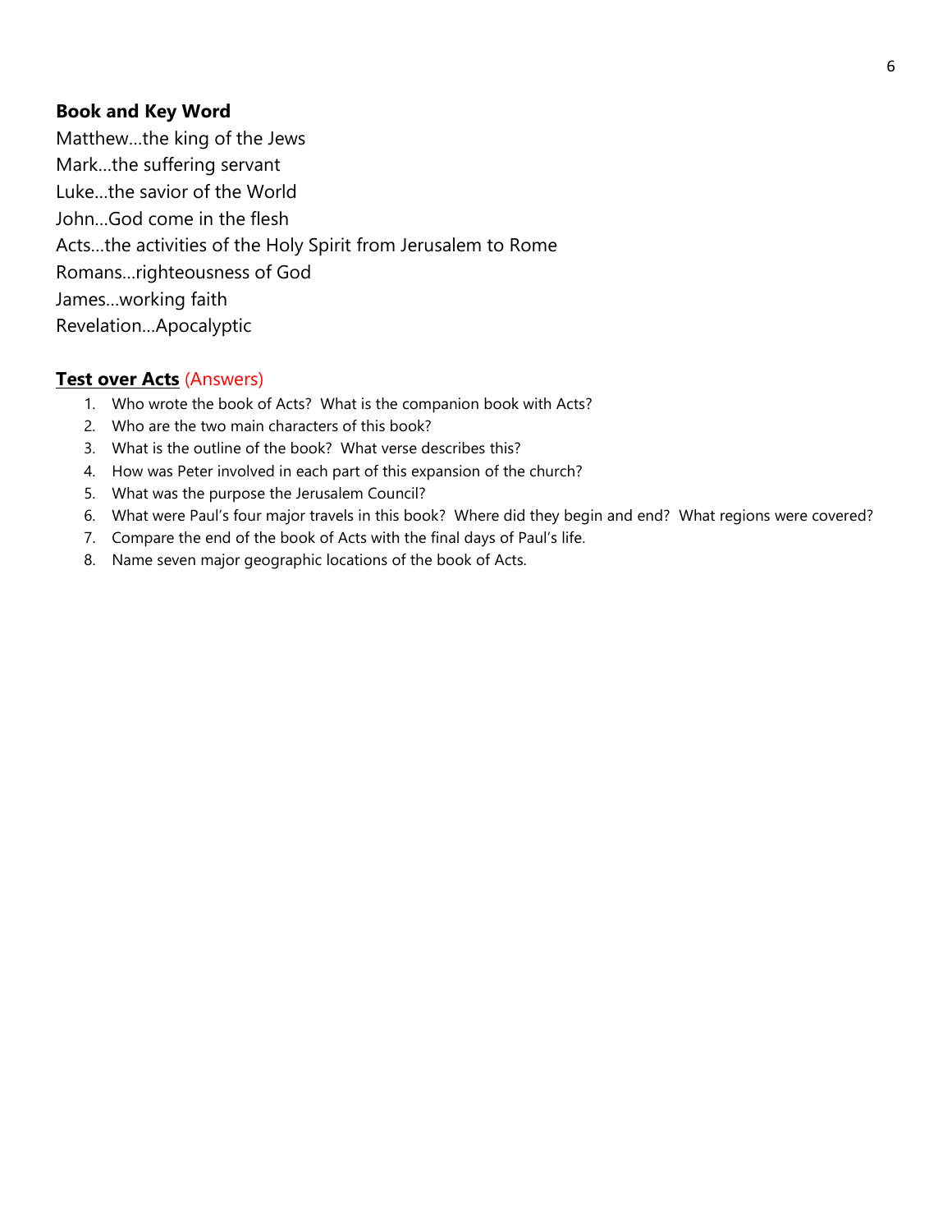**Book and Key Word**

Matthew…the king of the Jews
Mark…the suffering servant
Luke…the savior of the World
John…God come in the flesh
Acts…the activities of the Holy Spirit from Jerusalem to Rome
Romans…righteousness of God
James…working faith
Revelation…Apocalyptic

**Test over Acts** (Answers)

1. Who wrote the book of Acts? What is the companion book with Acts?
2. Who are the two main characters of this book?
3. What is the outline of the book? What verse describes this?
4. How was Peter involved in each part of this expansion of the church?
5. What was the purpose the Jerusalem Council?
6. What were Paul's four major travels in this book? Where did they begin and end? What regions were covered?
7. Compare the end of the book of Acts with the final days of Paul's life.
8. Name seven major geographic locations of the book of Acts.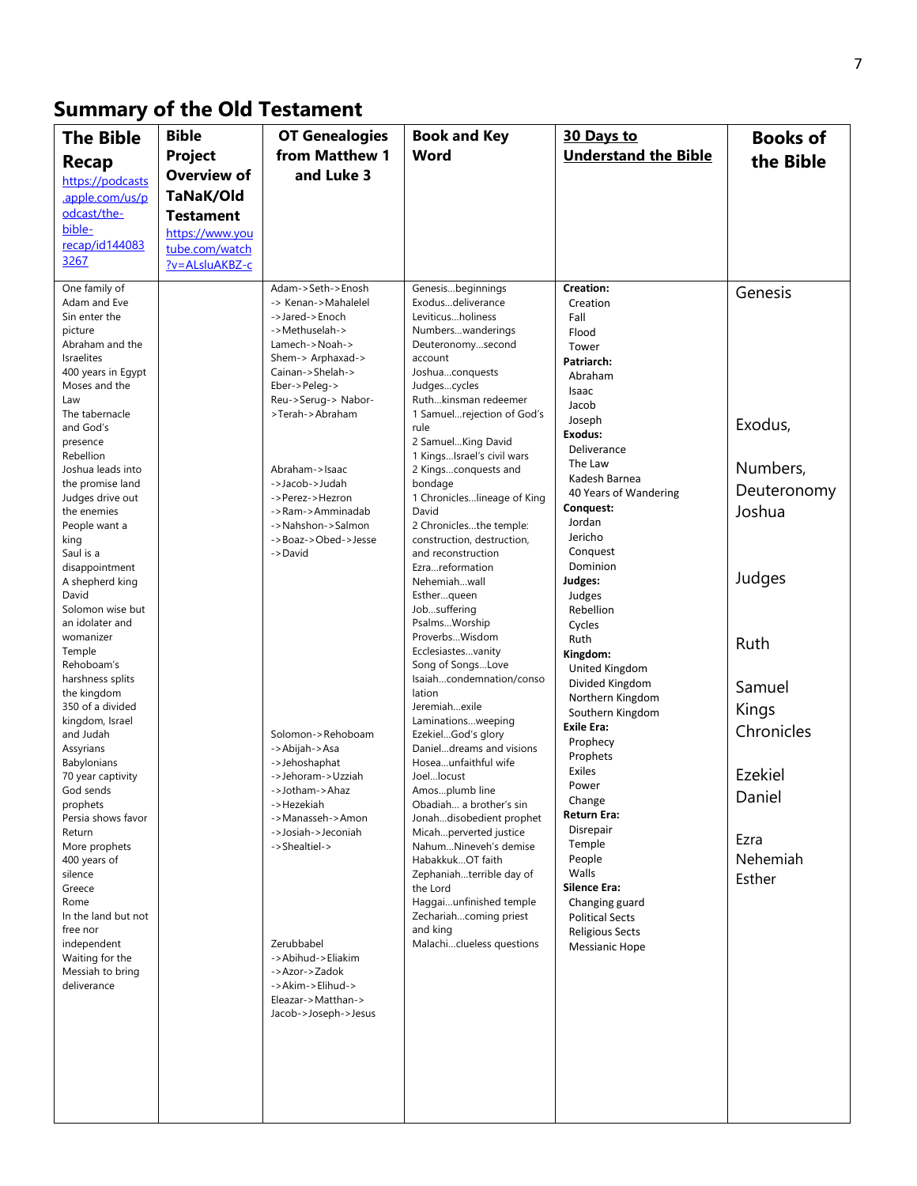# Summary of the Old Testament

| The Bible Recap https://podcasts.apple.com/us/podcast/the-bible-recap/id1440833267 | Bible Project Overview of TaNaK/Old Testament https://www.youtube.com/watch?v=ALsluAKBZ-c | OT Genealogies from Matthew 1 and Luke 3 | Book and Key Word | 30 Days to Understand the Bible | Books of the Bible |
|---|---|---|---|---|---|
| One family of Adam and Eve<br>Sin enter the picture<br>Abraham and the Israelites<br>400 years in Egypt<br>Moses and the Law<br>The tabernacle and God's presence<br>Rebellion<br>Joshua leads into the promise land<br>Judges drive out the enemies<br>People want a king<br>Saul is a disappointment<br>A shepherd king David<br>Solomon wise but an idolater and womanizer<br>Temple<br>Rehoboam's harshness splits the kingdom<br>350 of a divided kingdom, Israel and Judah<br>Assyrians<br>Babylonians<br>70 year captivity<br>God sends prophets<br>Persia shows favor<br>Return<br>More prophets<br>400 years of silence<br>Greece<br>Rome<br>In the land but not free nor independent<br>Waiting for the Messiah to bring deliverance | | Adam->Seth->Enosh -> Kenan->Mahalelel ->Jared->Enoch ->Methuselah-> Lamech->Noah-> Shem-> Arphaxad-> Cainan->Shelah-> Eber->Peleg-> Reu->Serug-> Nabor->Terah->Abraham<br><br>Abraham->Isaac ->Jacob->Judah ->Perez->Hezron ->Ram->Amminadab ->Nahshon->Salmon ->Boaz->Obed->Jesse ->David<br><br>Solomon->Rehoboam ->Abijah->Asa ->Jehoshaphat ->Jehoram->Uzziah ->Jotham->Ahaz ->Hezekiah ->Manasseh->Amon ->Josiah->Jeconiah ->Shealtiel-><br><br>Zerubbabel ->Abihud->Eliakim ->Azor->Zadok ->Akim->Elihud-> Eleazar->Matthan-> Jacob->Joseph->Jesus | Genesis…beginnings<br>Exodus…deliverance<br>Leviticus…holiness<br>Numbers…wanderings<br>Deuteronomy…second account<br>Joshua…conquests<br>Judges…cycles<br>Ruth…kinsman redeemer<br>1 Samuel…rejection of God's rule<br>2 Samuel…King David<br>1 Kings…Israel's civil wars<br>2 Kings…conquests and bondage<br>1 Chronicles…lineage of King David<br>2 Chronicles…the temple: construction, destruction, and reconstruction<br>Ezra…reformation<br>Nehemiah…wall<br>Esther…queen<br>Job…suffering<br>Psalms…Worship<br>Proverbs…Wisdom<br>Ecclesiastes…vanity<br>Song of Songs…Love<br>Isaiah…condemnation/consolation<br>Jeremiah…exile<br>Laminations…weeping<br>Ezekiel…God's glory<br>Daniel…dreams and visions<br>Hosea…unfaithful wife<br>Joel…locust<br>Amos…plumb line<br>Obadiah… a brother's sin<br>Jonah…disobedient prophet<br>Micah…perverted justice<br>Nahum…Nineveh's demise<br>Habakkuk…OT faith<br>Zephaniah…terrible day of the Lord<br>Haggai…unfinished temple<br>Zechariah…coming priest and king<br>Malachi…clueless questions | **Creation:**<br>Creation<br>Fall<br>Flood<br>Tower<br>**Patriarch:**<br>Abraham<br>Isaac<br>Jacob<br>Joseph<br>**Exodus:**<br>Deliverance<br>The Law<br>Kadesh Barnea<br>40 Years of Wandering<br>**Conquest:**<br>Jordan<br>Jericho<br>Conquest<br>Dominion<br>**Judges:**<br>Judges<br>Rebellion<br>Cycles<br>Ruth<br>**Kingdom:**<br>United Kingdom<br>Divided Kingdom<br>Northern Kingdom<br>Southern Kingdom<br>**Exile Era:**<br>Prophecy<br>Prophets<br>Exiles<br>Power<br>Change<br>**Return Era:**<br>Disrepair<br>Temple<br>People<br>Walls<br>**Silence Era:**<br>Changing guard<br>Political Sects<br>Religious Sects<br>Messianic Hope | Genesis<br><br>Exodus,<br><br>Numbers,<br>Deuteronomy<br>Joshua<br><br>Judges<br><br>Ruth<br><br>Samuel<br>Kings<br>Chronicles<br><br>Ezekiel<br>Daniel<br><br>Ezra<br>Nehemiah<br>Esther |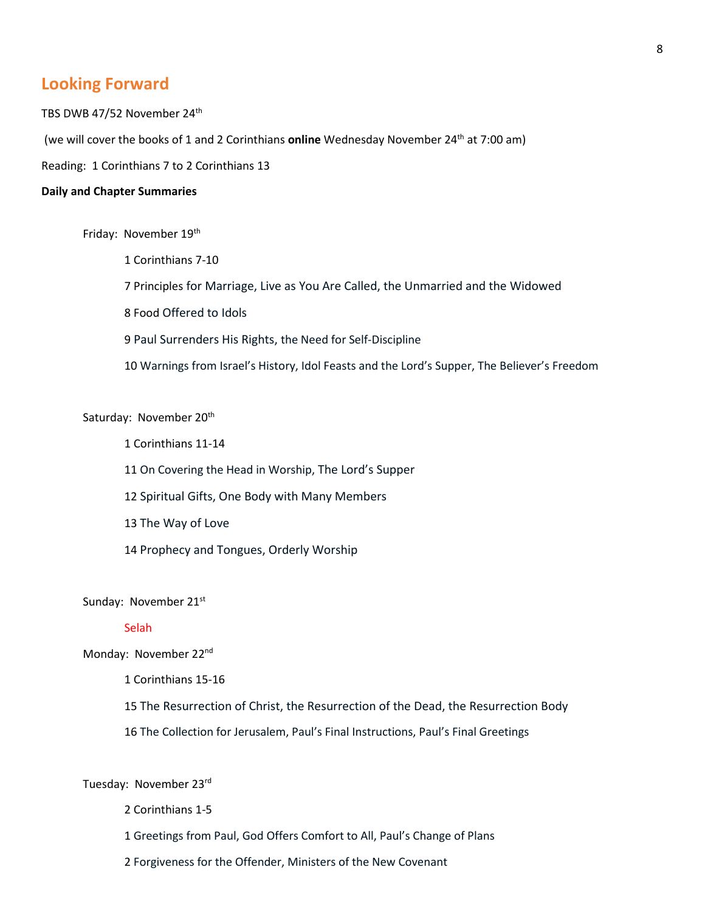## Looking Forward

TBS DWB 47/52 November 24th

(we will cover the books of 1 and 2 Corinthians **online** Wednesday November 24th at 7:00 am)

Reading: 1 Corinthians 7 to 2 Corinthians 13

**Daily and Chapter Summaries**

Friday: November 19th

1 Corinthians 7-10

7 Principles for Marriage, Live as You Are Called, the Unmarried and the Widowed

8 Food Offered to Idols

9 Paul Surrenders His Rights, the Need for Self-Discipline

10 Warnings from Israel's History, Idol Feasts and the Lord's Supper, The Believer's Freedom

Saturday: November 20th

1 Corinthians 11-14

11 On Covering the Head in Worship, The Lord's Supper

12 Spiritual Gifts, One Body with Many Members

13 The Way of Love

14 Prophecy and Tongues, Orderly Worship

Sunday: November 21st

Selah

Monday: November 22nd

1 Corinthians 15-16

15 The Resurrection of Christ, the Resurrection of the Dead, the Resurrection Body

16 The Collection for Jerusalem, Paul's Final Instructions, Paul's Final Greetings

Tuesday: November 23rd

2 Corinthians 1-5

1 Greetings from Paul, God Offers Comfort to All, Paul's Change of Plans

2 Forgiveness for the Offender, Ministers of the New Covenant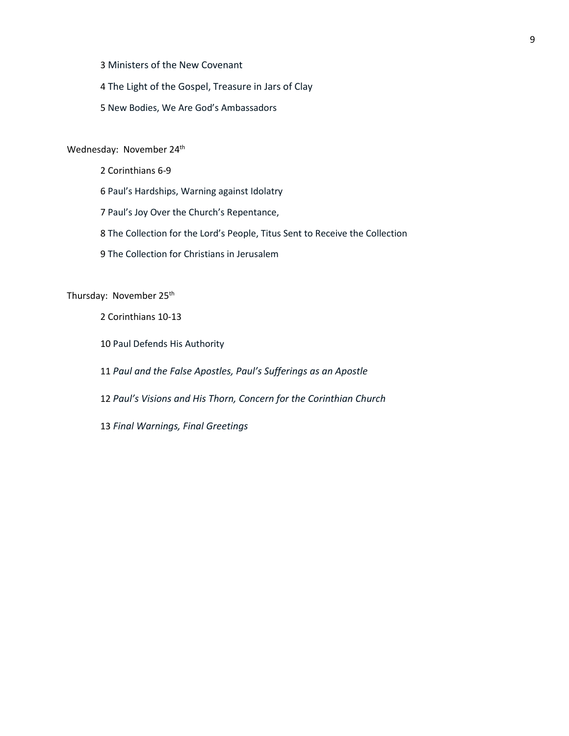3 Ministers of the New Covenant

4 The Light of the Gospel, Treasure in Jars of Clay

5 New Bodies, We Are God's Ambassadors

Wednesday: November 24th

2 Corinthians 6-9

6 Paul's Hardships, Warning against Idolatry

7 Paul's Joy Over the Church's Repentance,

8 The Collection for the Lord's People, Titus Sent to Receive the Collection

9 The Collection for Christians in Jerusalem

Thursday: November 25th

2 Corinthians 10-13

10 Paul Defends His Authority

11 *Paul and the False Apostles, Paul's Sufferings as an Apostle*

12 *Paul's Visions and His Thorn, Concern for the Corinthian Church*

13 *Final Warnings, Final Greetings*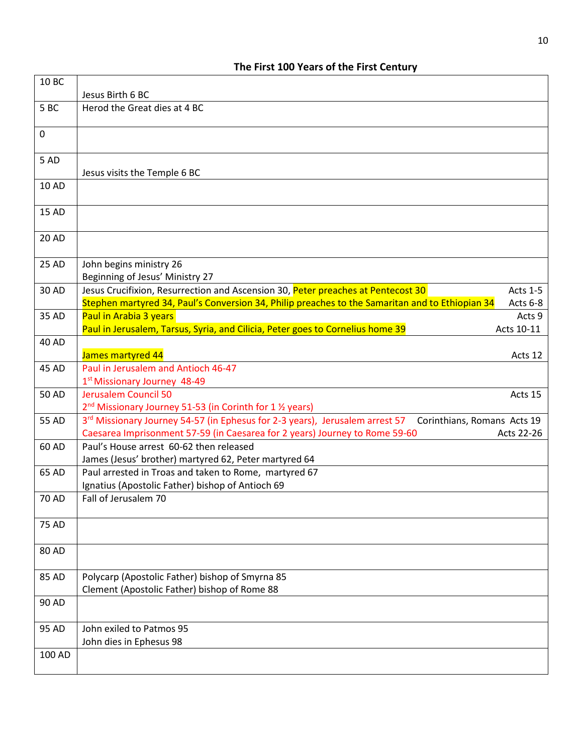### The First 100 Years of the First Century

| Year | Events |
|---|---|
| 10 BC | Jesus Birth 6 BC |
| 5 BC | Herod the Great dies at 4 BC |
| 0 | |
| 5 AD | Jesus visits the Temple 6 BC |
| 10 AD | |
| 15 AD | |
| 20 AD | |
| 25 AD | John begins ministry 26<br>Beginning of Jesus' Ministry 27 |
| 30 AD | Jesus Crucifixion, Resurrection and Ascension 30, Peter preaches at Pentecost 30 — Acts 1-5<br>Stephen martyred 34, Paul's Conversion 34, Philip preaches to the Samaritan and to Ethiopian 34 — Acts 6-8 |
| 35 AD | Paul in Arabia 3 years — Acts 9<br>Paul in Jerusalem, Tarsus, Syria, and Cilicia, Peter goes to Cornelius home 39 — Acts 10-11 |
| 40 AD | James martyred 44 — Acts 12 |
| 45 AD | Paul in Jerusalem and Antioch 46-47<br>1st Missionary Journey 48-49 |
| 50 AD | Jerusalem Council 50 — Acts 15<br>2nd Missionary Journey 51-53 (in Corinth for 1 ½ years) |
| 55 AD | 3rd Missionary Journey 54-57 (in Ephesus for 2-3 years), Jerusalem arrest 57 — Corinthians, Romans Acts 19<br>Caesarea Imprisonment 57-59 (in Caesarea for 2 years) Journey to Rome 59-60 — Acts 22-26 |
| 60 AD | Paul's House arrest 60-62 then released<br>James (Jesus' brother) martyred 62, Peter martyred 64 |
| 65 AD | Paul arrested in Troas and taken to Rome, martyred 67<br>Ignatius (Apostolic Father) bishop of Antioch 69 |
| 70 AD | Fall of Jerusalem 70 |
| 75 AD | |
| 80 AD | |
| 85 AD | Polycarp (Apostolic Father) bishop of Smyrna 85<br>Clement (Apostolic Father) bishop of Rome 88 |
| 90 AD | |
| 95 AD | John exiled to Patmos 95<br>John dies in Ephesus 98 |
| 100 AD | |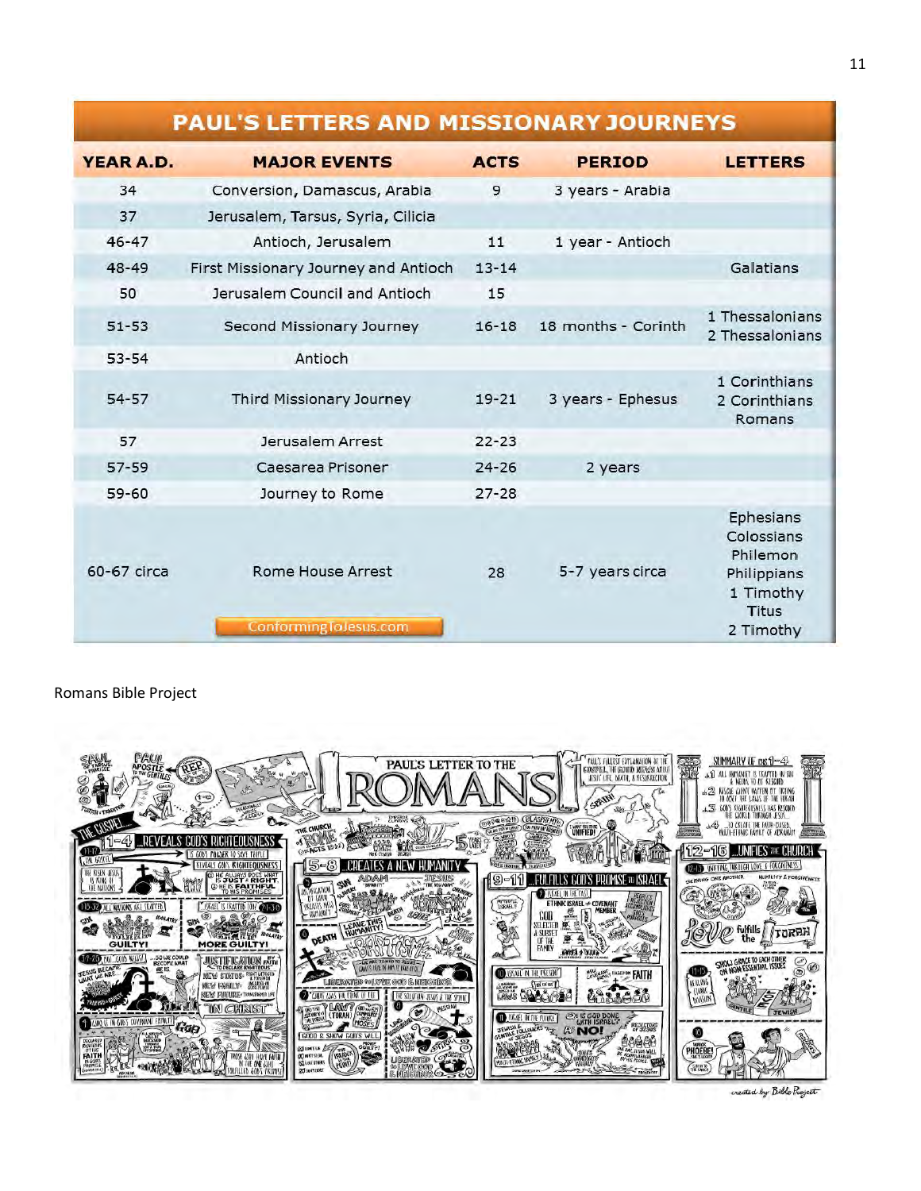## PAUL'S LETTERS AND MISSIONARY JOURNEYS

| YEAR A.D. | MAJOR EVENTS | ACTS | PERIOD | LETTERS |
|---|---|---|---|---|
| 34 | Conversion, Damascus, Arabia | 9 | 3 years - Arabia | |
| 37 | Jerusalem, Tarsus, Syria, Cilicia | | | |
| 46-47 | Antioch, Jerusalem | 11 | 1 year - Antioch | |
| 48-49 | First Missionary Journey and Antioch | 13-14 | | Galatians |
| 50 | Jerusalem Council and Antioch | 15 | | |
| 51-53 | Second Missionary Journey | 16-18 | 18 months - Corinth | 1 Thessalonians<br>2 Thessalonians |
| 53-54 | Antioch | | | |
| 54-57 | Third Missionary Journey | 19-21 | 3 years - Ephesus | 1 Corinthians<br>2 Corinthians<br>Romans |
| 57 | Jerusalem Arrest | 22-23 | | |
| 57-59 | Caesarea Prisoner | 24-26 | 2 years | |
| 59-60 | Journey to Rome | 27-28 | | |
| 60-67 circa | Rome House Arrest | 28 | 5-7 years circa | Ephesians<br>Colossians<br>Philemon<br>Philippians<br>1 Timothy<br>Titus<br>2 Timothy |

ConformingToJesus.com

Romans Bible Project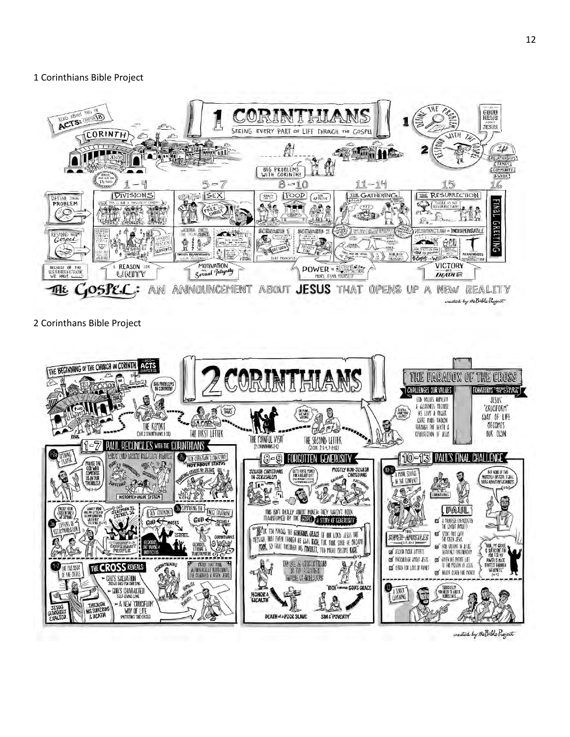1 Corinthians Bible Project

2 Corinthans Bible Project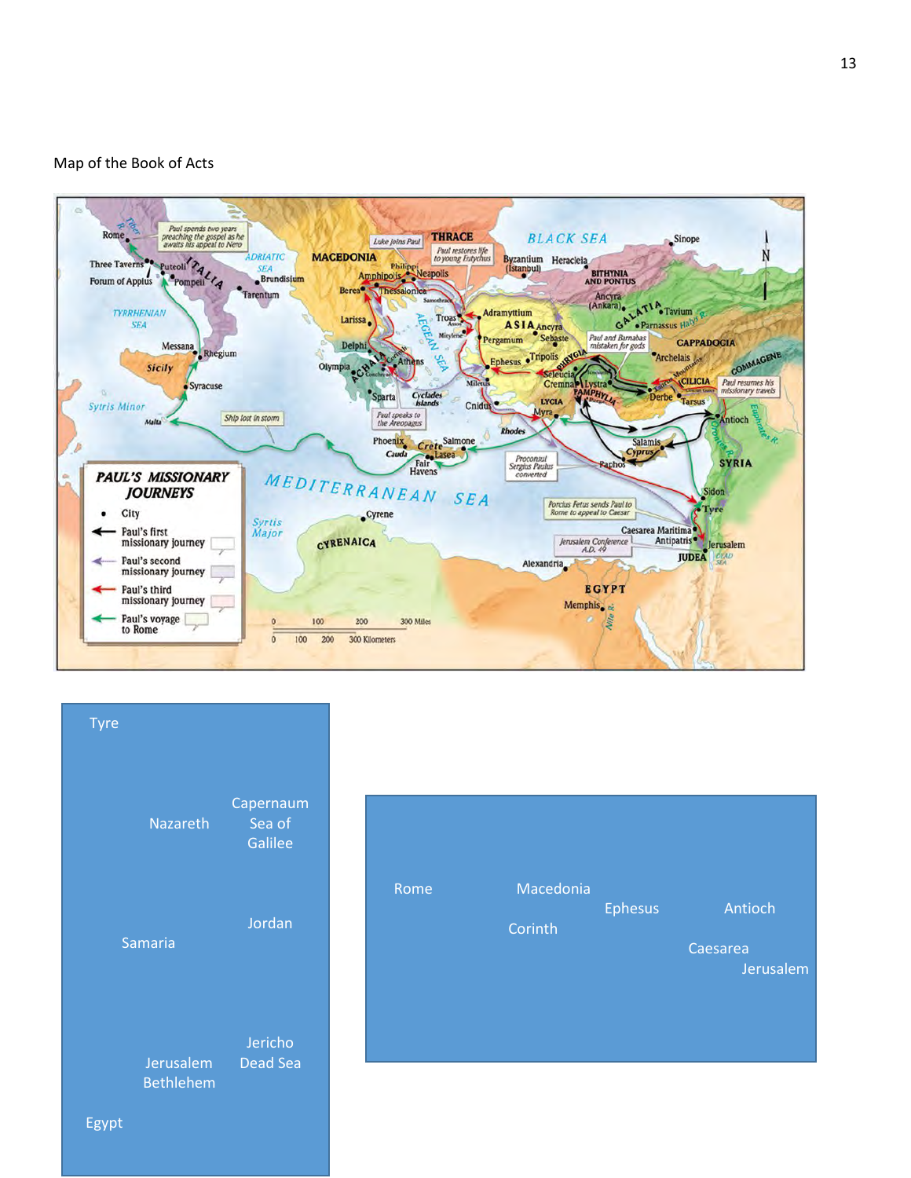Map of the Book of Acts

PAUL'S MISSIONARY JOURNEYS

City

Paul's first missionary journey

Paul's second missionary journey

Paul's third missionary journey

Paul's voyage to Rome

0 100 200 300 Miles

0 100 200 300 Kilometers

Paul spends two years preaching the gospel as he awaits his appeal to Nero

Luke joins Paul

Paul restores life to young Eutychus

Paul and Barnabas mistaken for gods

Paul resumes his missionary travels

Ship lost in storm

Paul speaks to the Areopagus

Proconsul Sergius Paulus converted

Porcius Festus sends Paul to Rome to appeal to Caesar

Jerusalem Conference A.D. 49

MEDITERRANEAN SEA

BLACK SEA

AEGEAN SEA

ADRIATIC SEA

TYRRHENIAN SEA

Rome, Three Taverns, Forum of Appius, Puteoli, Pompeii, Brundisium, Tarentum, Messana, Rhegium, Syracuse, Malta, Sicily, ITALIA, MACEDONIA, THRACE, ACHAIA, ASIA, GALATIA, CAPPADOCIA, CILICIA, SYRIA, JUDEA, EGYPT, CYRENAICA, Philippi, Neapolis, Amphipolis, Thessalonica, Berea, Larissa, Delphi, Olympia, Corinth, Athens, Sparta, Troas, Assos, Mitylene, Adramyttium, Pergamum, Ephesus, Miletus, Cnidus, Rhodes, Myra, Tripolis, Antioch, Iconium, Lystra, Derbe, Tarsus, Seleucia, Salamis, Paphos, Cyprus, Crete, Phoenix, Cauda, Fair Havens, Salmone, Lasea, Cyrene, Sidon, Tyre, Caesarea Maritima, Antipatris, Jerusalem, Alexandria, Memphis, Byzantium (Istanbul), Heracleia, Sinope, Ancyra (Ankara), Tavium, Parnassus, Archelais, Sebaste, BITHYNIA AND PONTUS, COMMAGENE, LYCIA, PAMPHYLIA, PHRYGIA, Syrtis Minor, Syrtis Major, Cyclades Islands

Tyre

Nazareth

Capernaum Sea of Galilee

Samaria

Jordan

Jerusalem

Bethlehem

Jericho

Dead Sea

Egypt

Rome

Macedonia

Corinth

Ephesus

Antioch

Caesarea

Jerusalem